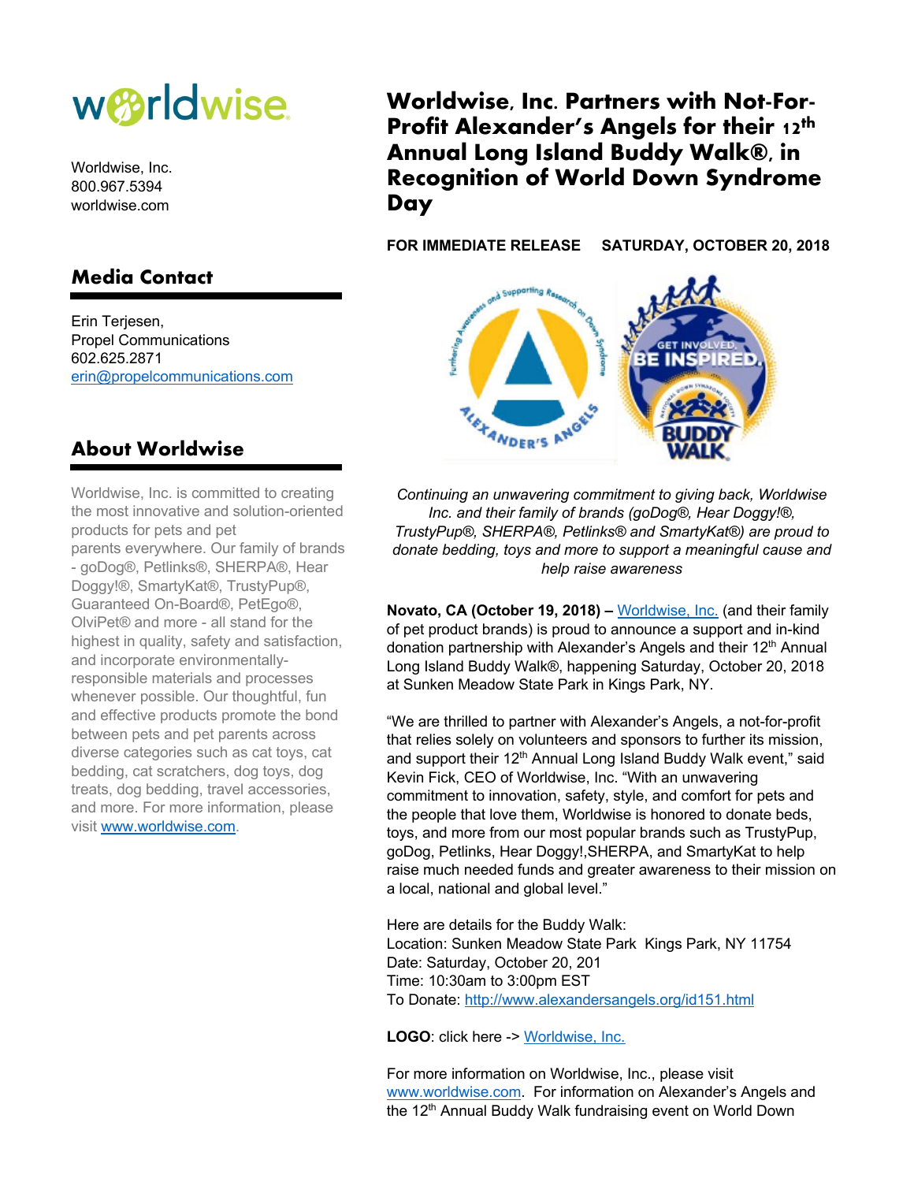# Worldwise, Inc. Partners with Not-For-Profit Alexander's Angels for their 12th Annual Long Island Buddy Walk®, in Recognition of World Down Syndrome Day

worldwise

Worldwise, Inc.
800.967.5394
worldwise.com

## Media Contact

Erin Terjesen,
Propel Communications
602.625.2871
erin@propelcommunications.com

## About Worldwise

Worldwise, Inc. is committed to creating the most innovative and solution-oriented products for pets and pet parents everywhere. Our family of brands - goDog®, Petlinks®, SHERPA®, Hear Doggy!®, SmartyKat®, TrustyPup®, Guaranteed On-Board®, PetEgo®, OlviPet® and more - all stand for the highest in quality, safety and satisfaction, and incorporate environmentally-responsible materials and processes whenever possible. Our thoughtful, fun and effective products promote the bond between pets and pet parents across diverse categories such as cat toys, cat bedding, cat scratchers, dog toys, dog treats, dog bedding, travel accessories, and more. For more information, please visit www.worldwise.com.

**FOR IMMEDIATE RELEASE SATURDAY, OCTOBER 20, 2018**

*Continuing an unwavering commitment to giving back, Worldwise Inc. and their family of brands (goDog®, Hear Doggy!®, TrustyPup®, SHERPA®, Petlinks® and SmartyKat®) are proud to donate bedding, toys and more to support a meaningful cause and help raise awareness*

**Novato, CA (October 19, 2018) –** Worldwise, Inc. (and their family of pet product brands) is proud to announce a support and in-kind donation partnership with Alexander's Angels and their 12th Annual Long Island Buddy Walk®, happening Saturday, October 20, 2018 at Sunken Meadow State Park in Kings Park, NY.

"We are thrilled to partner with Alexander's Angels, a not-for-profit that relies solely on volunteers and sponsors to further its mission, and support their 12th Annual Long Island Buddy Walk event," said Kevin Fick, CEO of Worldwise, Inc. "With an unwavering commitment to innovation, safety, style, and comfort for pets and the people that love them, Worldwise is honored to donate beds, toys, and more from our most popular brands such as TrustyPup, goDog, Petlinks, Hear Doggy!,SHERPA, and SmartyKat to help raise much needed funds and greater awareness to their mission on a local, national and global level."

Here are details for the Buddy Walk:
Location: Sunken Meadow State Park Kings Park, NY 11754
Date: Saturday, October 20, 201
Time: 10:30am to 3:00pm EST
To Donate: http://www.alexandersangels.org/id151.html

**LOGO**: click here -> Worldwise, Inc.

For more information on Worldwise, Inc., please visit www.worldwise.com. For information on Alexander's Angels and the 12th Annual Buddy Walk fundraising event on World Down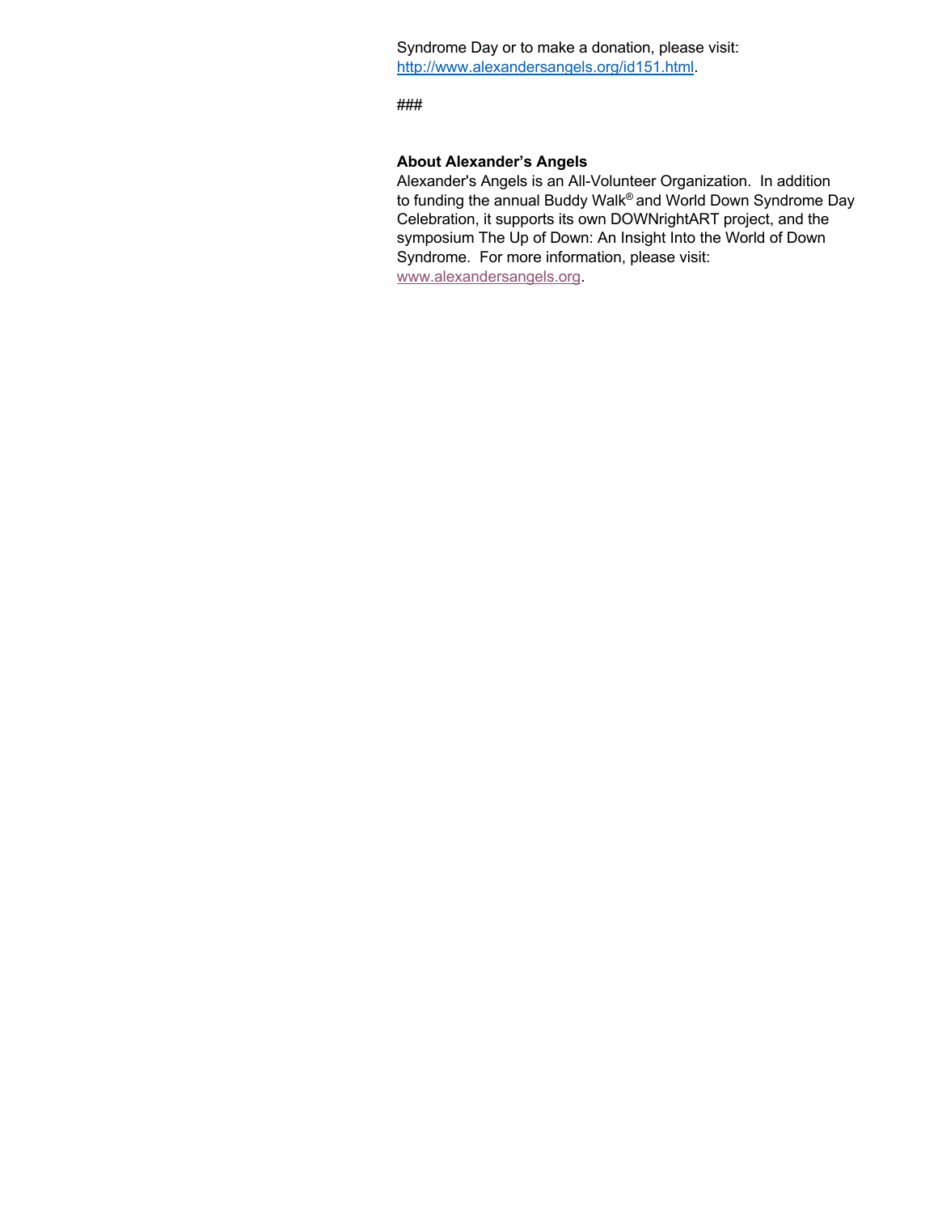Syndrome Day or to make a donation, please visit: http://www.alexandersangels.org/id151.html.

###

**About Alexander's Angels**

Alexander's Angels is an All-Volunteer Organization. In addition to funding the annual Buddy Walk® and World Down Syndrome Day Celebration, it supports its own DOWNrightART project, and the symposium The Up of Down: An Insight Into the World of Down Syndrome. For more information, please visit: www.alexandersangels.org.